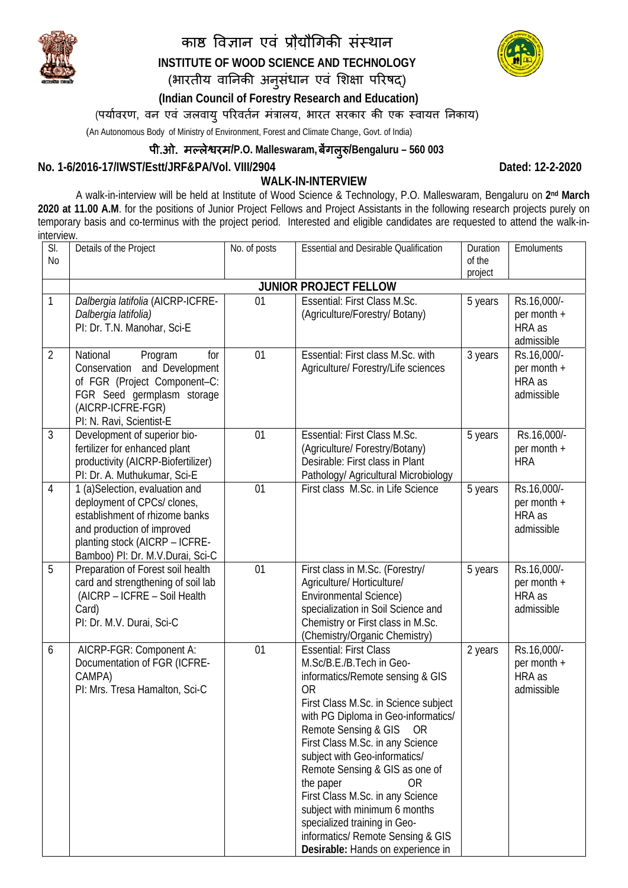# काष्ठ विज्ञान एवं प्रौद्योगिकी संस्थान

**INSTITUTE OF WOOD SCIENCE AND TECHNOLOGY**

(भारतीय वानिकी अनुसंधान एवं शिक्षा परिषद्)

**(Indian Council of Forestry Research and Education)**

(पर्यावरण, वन एवं जलवायु परिवर्तन मंत्रालय, भारत सरकार की एक स्वायत्त निकाय)

(An Autonomous Body of Ministry of Environment, Forest and Climate Change, Govt. of India)

**पी.ओ. मल्लेश्वरम/P.O. Malleswaram, बेंगलुरु/Bengaluru – 560 003**

**No. 1-6/2016-17/IWST/Estt/JRF&PA/Vol. VIII/2904** **Dated: 12-2-2020**

## WALK-IN-INTERVIEW

A walk-in-interview will be held at Institute of Wood Science & Technology, P.O. Malleswaram, Bengaluru on **2nd March 2020 at 11.00 A.M**. for the positions of Junior Project Fellows and Project Assistants in the following research projects purely on temporary basis and co-terminus with the project period. Interested and eligible candidates are requested to attend the walk-in-interview.

| Sl. No | Details of the Project | No. of posts | Essential and Desirable Qualification | Duration of the project | Emoluments |
|---|---|---|---|---|---|
| | | | **JUNIOR PROJECT FELLOW** | | |
| 1 | *Dalbergia latifolia* (AICRP-ICFRE-*Dalbergia latifolia*) PI: Dr. T.N. Manohar, Sci-E | 01 | Essential: First Class M.Sc. (Agriculture/Forestry/ Botany) | 5 years | Rs.16,000/- per month + HRA as admissible |
| 2 | National Program for Conservation and Development of FGR (Project Component–C: FGR Seed germplasm storage (AICRP-ICFRE-FGR) PI: N. Ravi, Scientist-E | 01 | Essential: First class M.Sc. with Agriculture/ Forestry/Life sciences | 3 years | Rs.16,000/- per month + HRA as admissible |
| 3 | Development of superior bio-fertilizer for enhanced plant productivity (AICRP-Biofertilizer) PI: Dr. A. Muthukumar, Sci-E | 01 | Essential: First Class M.Sc. (Agriculture/ Forestry/Botany) Desirable: First class in Plant Pathology/ Agricultural Microbiology | 5 years | Rs.16,000/- per month + HRA |
| 4 | 1 (a)Selection, evaluation and deployment of CPCs/ clones, establishment of rhizome banks and production of improved planting stock (AICRP – ICFRE-Bamboo) PI: Dr. M.V.Durai, Sci-C | 01 | First class M.Sc. in Life Science | 5 years | Rs.16,000/- per month + HRA as admissible |
| 5 | Preparation of Forest soil health card and strengthening of soil lab (AICRP – ICFRE – Soil Health Card) PI: Dr. M.V. Durai, Sci-C | 01 | First class in M.Sc. (Forestry/ Agriculture/ Horticulture/ Environmental Science) specialization in Soil Science and Chemistry or First class in M.Sc. (Chemistry/Organic Chemistry) | 5 years | Rs.16,000/- per month + HRA as admissible |
| 6 | AICRP-FGR: Component A: Documentation of FGR (ICFRE-CAMPA) PI: Mrs. Tresa Hamalton, Sci-C | 01 | Essential: First Class M.Sc/B.E./B.Tech in Geo-informatics/Remote sensing & GIS OR First Class M.Sc. in Science subject with PG Diploma in Geo-informatics/ Remote Sensing & GIS OR First Class M.Sc. in any Science subject with Geo-informatics/ Remote Sensing & GIS as one of the paper OR First Class M.Sc. in any Science subject with minimum 6 months specialized training in Geo-informatics/ Remote Sensing & GIS **Desirable:** Hands on experience in | 2 years | Rs.16,000/- per month + HRA as admissible |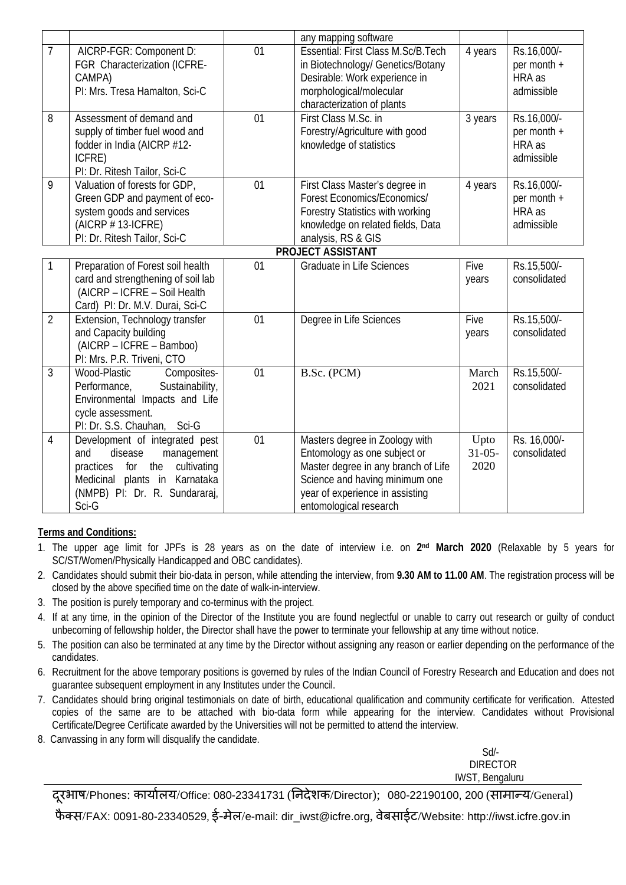| | | | | | |
|---|---|---|---|---|---|
| | | | any mapping software | | |
| 7 | AICRP-FGR: Component D: FGR Characterization (ICFRE-CAMPA) PI: Mrs. Tresa Hamalton, Sci-C | 01 | Essential: First Class M.Sc/B.Tech in Biotechnology/ Genetics/Botany Desirable: Work experience in morphological/molecular characterization of plants | 4 years | Rs.16,000/- per month + HRA as admissible |
| 8 | Assessment of demand and supply of timber fuel wood and fodder in India (AICRP #12-ICFRE) PI: Dr. Ritesh Tailor, Sci-C | 01 | First Class M.Sc. in Forestry/Agriculture with good knowledge of statistics | 3 years | Rs.16,000/- per month + HRA as admissible |
| 9 | Valuation of forests for GDP, Green GDP and payment of eco-system goods and services (AICRP # 13-ICFRE) PI: Dr. Ritesh Tailor, Sci-C | 01 | First Class Master's degree in Forest Economics/Economics/ Forestry Statistics with working knowledge on related fields, Data analysis, RS & GIS | 4 years | Rs.16,000/- per month + HRA as admissible |
| | | | **PROJECT ASSISTANT** | | |
| 1 | Preparation of Forest soil health card and strengthening of soil lab (AICRP – ICFRE – Soil Health Card) PI: Dr. M.V. Durai, Sci-C | 01 | Graduate in Life Sciences | Five years | Rs.15,500/- consolidated |
| 2 | Extension, Technology transfer and Capacity building (AICRP – ICFRE – Bamboo) PI: Mrs. P.R. Triveni, CTO | 01 | Degree in Life Sciences | Five years | Rs.15,500/- consolidated |
| 3 | Wood-Plastic Composites-Performance, Sustainability, Environmental Impacts and Life cycle assessment. PI: Dr. S.S. Chauhan, Sci-G | 01 | B.Sc. (PCM) | March 2021 | Rs.15,500/- consolidated |
| 4 | Development of integrated pest and disease management practices for the cultivating Medicinal plants in Karnataka (NMPB) PI: Dr. R. Sundararaj, Sci-G | 01 | Masters degree in Zoology with Entomology as one subject or Master degree in any branch of Life Science and having minimum one year of experience in assisting entomological research | Upto 31-05-2020 | Rs. 16,000/- consolidated |

**Terms and Conditions:**

1. The upper age limit for JPFs is 28 years as on the date of interview i.e. on **2nd March 2020** (Relaxable by 5 years for SC/ST/Women/Physically Handicapped and OBC candidates).
2. Candidates should submit their bio-data in person, while attending the interview, from **9.30 AM to 11.00 AM**. The registration process will be closed by the above specified time on the date of walk-in-interview.
3. The position is purely temporary and co-terminus with the project.
4. If at any time, in the opinion of the Director of the Institute you are found neglectful or unable to carry out research or guilty of conduct unbecoming of fellowship holder, the Director shall have the power to terminate your fellowship at any time without notice.
5. The position can also be terminated at any time by the Director without assigning any reason or earlier depending on the performance of the candidates.
6. Recruitment for the above temporary positions is governed by rules of the Indian Council of Forestry Research and Education and does not guarantee subsequent employment in any Institutes under the Council.
7. Candidates should bring original testimonials on date of birth, educational qualification and community certificate for verification. Attested copies of the same are to be attached with bio-data form while appearing for the interview. Candidates without Provisional Certificate/Degree Certificate awarded by the Universities will not be permitted to attend the interview.
8. Canvassing in any form will disqualify the candidate.

Sd/-
DIRECTOR
IWST, Bengaluru

दूरभाष/Phones: कार्यालय/Office: 080-23341731 (निदेशक/Director); 080-22190100, 200 (सामान्य/General)

फैक्स/FAX: 0091-80-23340529, ई-मेल/e-mail: dir_iwst@icfre.org, वेबसाईट/Website: http://iwst.icfre.gov.in